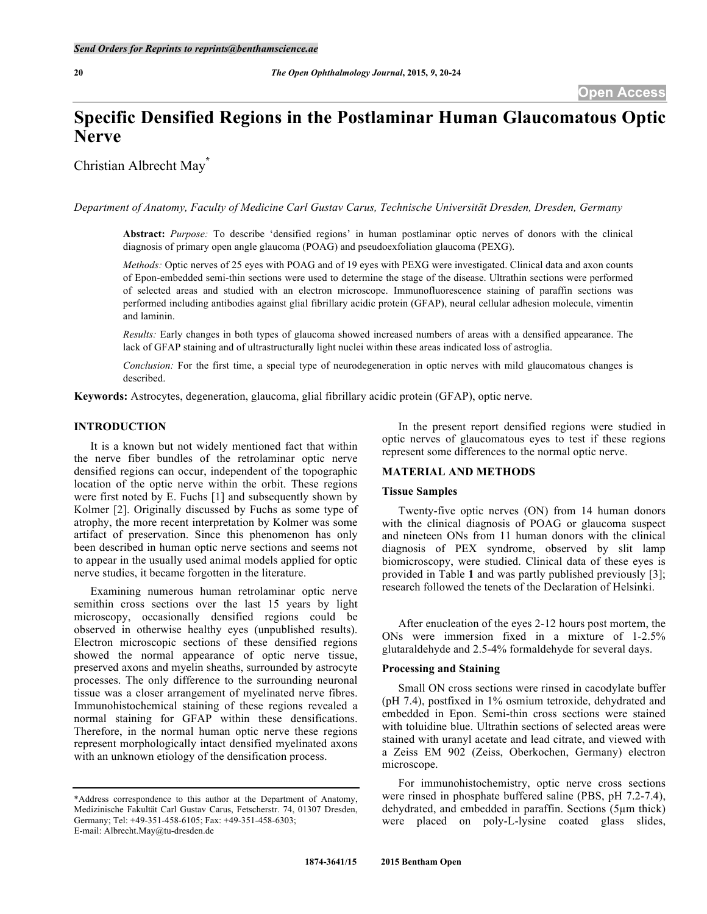# Specific Densified Regions in the Postlaminar Human Glaucomatous Optic Nerve

Christian Albrecht May*

*Department of Anatomy, Faculty of Medicine Carl Gustav Carus, Technische Universität Dresden, Dresden, Germany*

**Abstract:** *Purpose:* To describe 'densified regions' in human postlaminar optic nerves of donors with the clinical diagnosis of primary open angle glaucoma (POAG) and pseudoexfoliation glaucoma (PEXG).

*Methods:* Optic nerves of 25 eyes with POAG and of 19 eyes with PEXG were investigated. Clinical data and axon counts of Epon-embedded semi-thin sections were used to determine the stage of the disease. Ultrathin sections were performed of selected areas and studied with an electron microscope. Immunofluorescence staining of paraffin sections was performed including antibodies against glial fibrillary acidic protein (GFAP), neural cellular adhesion molecule, vimentin and laminin.

*Results:* Early changes in both types of glaucoma showed increased numbers of areas with a densified appearance. The lack of GFAP staining and of ultrastructurally light nuclei within these areas indicated loss of astroglia.

*Conclusion:* For the first time, a special type of neurodegeneration in optic nerves with mild glaucomatous changes is described.

**Keywords:** Astrocytes, degeneration, glaucoma, glial fibrillary acidic protein (GFAP), optic nerve.

## INTRODUCTION

It is a known but not widely mentioned fact that within the nerve fiber bundles of the retrolaminar optic nerve densified regions can occur, independent of the topographic location of the optic nerve within the orbit. These regions were first noted by E. Fuchs [1] and subsequently shown by Kolmer [2]. Originally discussed by Fuchs as some type of atrophy, the more recent interpretation by Kolmer was some artifact of preservation. Since this phenomenon has only been described in human optic nerve sections and seems not to appear in the usually used animal models applied for optic nerve studies, it became forgotten in the literature.

Examining numerous human retrolaminar optic nerve semithin cross sections over the last 15 years by light microscopy, occasionally densified regions could be observed in otherwise healthy eyes (unpublished results). Electron microscopic sections of these densified regions showed the normal appearance of optic nerve tissue, preserved axons and myelin sheaths, surrounded by astrocyte processes. The only difference to the surrounding neuronal tissue was a closer arrangement of myelinated nerve fibres. Immunohistochemical staining of these regions revealed a normal staining for GFAP within these densifications. Therefore, in the normal human optic nerve these regions represent morphologically intact densified myelinated axons with an unknown etiology of the densification process.

In the present report densified regions were studied in optic nerves of glaucomatous eyes to test if these regions represent some differences to the normal optic nerve.

## MATERIAL AND METHODS

### Tissue Samples

Twenty-five optic nerves (ON) from 14 human donors with the clinical diagnosis of POAG or glaucoma suspect and nineteen ONs from 11 human donors with the clinical diagnosis of PEX syndrome, observed by slit lamp biomicroscopy, were studied. Clinical data of these eyes is provided in Table **1** and was partly published previously [3]; research followed the tenets of the Declaration of Helsinki.

After enucleation of the eyes 2-12 hours post mortem, the ONs were immersion fixed in a mixture of 1-2.5% glutaraldehyde and 2.5-4% formaldehyde for several days.

### Processing and Staining

Small ON cross sections were rinsed in cacodylate buffer (pH 7.4), postfixed in 1% osmium tetroxide, dehydrated and embedded in Epon. Semi-thin cross sections were stained with toluidine blue. Ultrathin sections of selected areas were stained with uranyl acetate and lead citrate, and viewed with a Zeiss EM 902 (Zeiss, Oberkochen, Germany) electron microscope.

For immunohistochemistry, optic nerve cross sections were rinsed in phosphate buffered saline (PBS, pH 7.2-7.4), dehydrated, and embedded in paraffin. Sections (5µm thick) were placed on poly-L-lysine coated glass slides,

*Address correspondence to this author at the Department of Anatomy, Medizinische Fakultät Carl Gustav Carus, Fetscherstr. 74, 01307 Dresden, Germany; Tel: +49-351-458-6105; Fax: +49-351-458-6303; E-mail: Albrecht.May@tu-dresden.de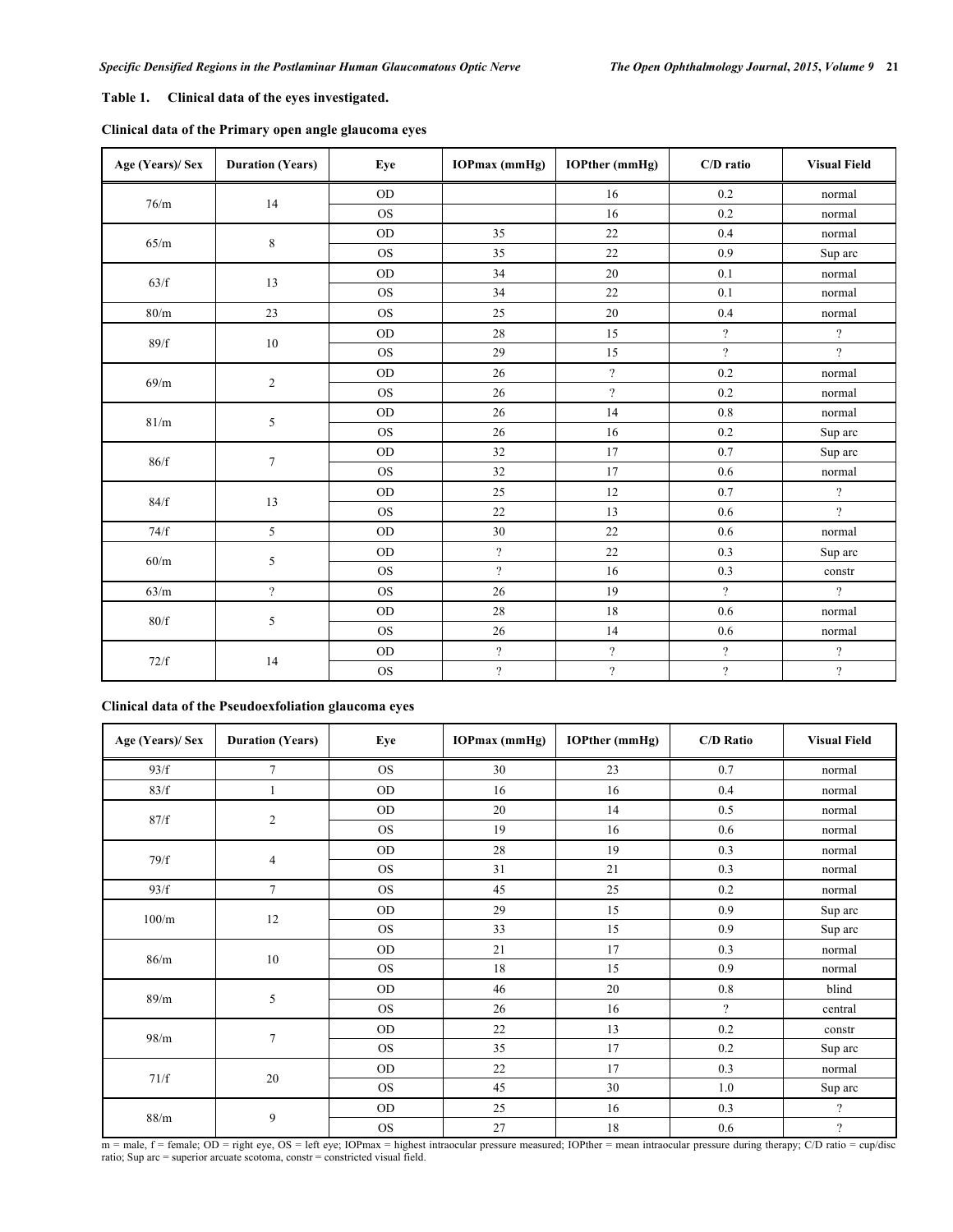**Table 1. Clinical data of the eyes investigated.**

**Clinical data of the Primary open angle glaucoma eyes**

| Age (Years)/ Sex | Duration (Years) | Eye | IOPmax (mmHg) | IOPther (mmHg) | C/D ratio | Visual Field |
|---|---|---|---|---|---|---|
| 76/m | 14 | OD | | 16 | 0.2 | normal |
| | | OS | | 16 | 0.2 | normal |
| 65/m | 8 | OD | 35 | 22 | 0.4 | normal |
| | | OS | 35 | 22 | 0.9 | Sup arc |
| 63/f | 13 | OD | 34 | 20 | 0.1 | normal |
| | | OS | 34 | 22 | 0.1 | normal |
| 80/m | 23 | OS | 25 | 20 | 0.4 | normal |
| 89/f | 10 | OD | 28 | 15 | ? | ? |
| | | OS | 29 | 15 | ? | ? |
| 69/m | 2 | OD | 26 | ? | 0.2 | normal |
| | | OS | 26 | ? | 0.2 | normal |
| 81/m | 5 | OD | 26 | 14 | 0.8 | normal |
| | | OS | 26 | 16 | 0.2 | Sup arc |
| 86/f | 7 | OD | 32 | 17 | 0.7 | Sup arc |
| | | OS | 32 | 17 | 0.6 | normal |
| 84/f | 13 | OD | 25 | 12 | 0.7 | ? |
| | | OS | 22 | 13 | 0.6 | ? |
| 74/f | 5 | OD | 30 | 22 | 0.6 | normal |
| 60/m | 5 | OD | ? | 22 | 0.3 | Sup arc |
| | | OS | ? | 16 | 0.3 | constr |
| 63/m | ? | OS | 26 | 19 | ? | ? |
| 80/f | 5 | OD | 28 | 18 | 0.6 | normal |
| | | OS | 26 | 14 | 0.6 | normal |
| 72/f | 14 | OD | ? | ? | ? | ? |
| | | OS | ? | ? | ? | ? |

**Clinical data of the Pseudoexfoliation glaucoma eyes**

| Age (Years)/ Sex | Duration (Years) | Eye | IOPmax (mmHg) | IOPther (mmHg) | C/D Ratio | Visual Field |
|---|---|---|---|---|---|---|
| 93/f | 7 | OS | 30 | 23 | 0.7 | normal |
| 83/f | 1 | OD | 16 | 16 | 0.4 | normal |
| 87/f | 2 | OD | 20 | 14 | 0.5 | normal |
| | | OS | 19 | 16 | 0.6 | normal |
| 79/f | 4 | OD | 28 | 19 | 0.3 | normal |
| | | OS | 31 | 21 | 0.3 | normal |
| 93/f | 7 | OS | 45 | 25 | 0.2 | normal |
| 100/m | 12 | OD | 29 | 15 | 0.9 | Sup arc |
| | | OS | 33 | 15 | 0.9 | Sup arc |
| 86/m | 10 | OD | 21 | 17 | 0.3 | normal |
| | | OS | 18 | 15 | 0.9 | normal |
| 89/m | 5 | OD | 46 | 20 | 0.8 | blind |
| | | OS | 26 | 16 | ? | central |
| 98/m | 7 | OD | 22 | 13 | 0.2 | constr |
| | | OS | 35 | 17 | 0.2 | Sup arc |
| 71/f | 20 | OD | 22 | 17 | 0.3 | normal |
| | | OS | 45 | 30 | 1.0 | Sup arc |
| 88/m | 9 | OD | 25 | 16 | 0.3 | ? |
| | | OS | 27 | 18 | 0.6 | ? |

m = male, f = female; OD = right eye, OS = left eye; IOPmax = highest intraocular pressure measured; IOPther = mean intraocular pressure during therapy; C/D ratio = cup/disc ratio; Sup arc = superior arcuate scotoma, constr = constricted visual field.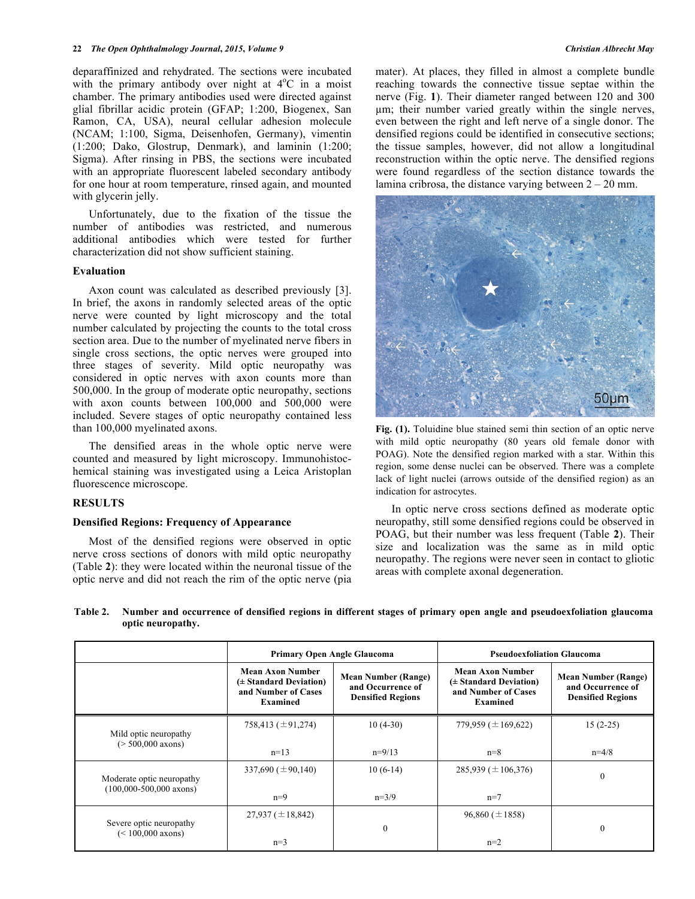deparaffinized and rehydrated. The sections were incubated with the primary antibody over night at 4°C in a moist chamber. The primary antibodies used were directed against glial fibrillar acidic protein (GFAP; 1:200, Biogenex, San Ramon, CA, USA), neural cellular adhesion molecule (NCAM; 1:100, Sigma, Deisenhofen, Germany), vimentin (1:200; Dako, Glostrup, Denmark), and laminin (1:200; Sigma). After rinsing in PBS, the sections were incubated with an appropriate fluorescent labeled secondary antibody for one hour at room temperature, rinsed again, and mounted with glycerin jelly.

Unfortunately, due to the fixation of the tissue the number of antibodies was restricted, and numerous additional antibodies which were tested for further characterization did not show sufficient staining.

### Evaluation

Axon count was calculated as described previously [3]. In brief, the axons in randomly selected areas of the optic nerve were counted by light microscopy and the total number calculated by projecting the counts to the total cross section area. Due to the number of myelinated nerve fibers in single cross sections, the optic nerves were grouped into three stages of severity. Mild optic neuropathy was considered in optic nerves with axon counts more than 500,000. In the group of moderate optic neuropathy, sections with axon counts between 100,000 and 500,000 were included. Severe stages of optic neuropathy contained less than 100,000 myelinated axons.

The densified areas in the whole optic nerve were counted and measured by light microscopy. Immunohistochemical staining was investigated using a Leica Aristoplan fluorescence microscope.

## RESULTS

### Densified Regions: Frequency of Appearance

Most of the densified regions were observed in optic nerve cross sections of donors with mild optic neuropathy (Table **2**): they were located within the neuronal tissue of the optic nerve and did not reach the rim of the optic nerve (pia mater). At places, they filled in almost a complete bundle reaching towards the connective tissue septae within the nerve (Fig. **1**). Their diameter ranged between 120 and 300 µm; their number varied greatly within the single nerves, even between the right and left nerve of a single donor. The densified regions could be identified in consecutive sections; the tissue samples, however, did not allow a longitudinal reconstruction within the optic nerve. The densified regions were found regardless of the section distance towards the lamina cribrosa, the distance varying between 2 – 20 mm.

**Fig. (1).** Toluidine blue stained semi thin section of an optic nerve with mild optic neuropathy (80 years old female donor with POAG). Note the densified region marked with a star. Within this region, some dense nuclei can be observed. There was a complete lack of light nuclei (arrows outside of the densified region) as an indication for astrocytes.

In optic nerve cross sections defined as moderate optic neuropathy, still some densified regions could be observed in POAG, but their number was less frequent (Table **2**). Their size and localization was the same as in mild optic neuropathy. The regions were never seen in contact to gliotic areas with complete axonal degeneration.

**Table 2. Number and occurrence of densified regions in different stages of primary open angle and pseudoexfoliation glaucoma optic neuropathy.**

| | Primary Open Angle Glaucoma | | Pseudoexfoliation Glaucoma | |
|---|---|---|---|---|
| | **Mean Axon Number (± Standard Deviation) and Number of Cases Examined** | **Mean Number (Range) and Occurrence of Densified Regions** | **Mean Axon Number (± Standard Deviation) and Number of Cases Examined** | **Mean Number (Range) and Occurrence of Densified Regions** |
| Mild optic neuropathy (> 500,000 axons) | 758,413 (±91,274) n=13 | 10 (4-30) n=9/13 | 779,959 (±169,622) n=8 | 15 (2-25) n=4/8 |
| Moderate optic neuropathy (100,000-500,000 axons) | 337,690 (±90,140) n=9 | 10 (6-14) n=3/9 | 285,939 (±106,376) n=7 | 0 |
| Severe optic neuropathy (< 100,000 axons) | 27,937 (±18,842) n=3 | 0 | 96,860 (±1858) n=2 | 0 |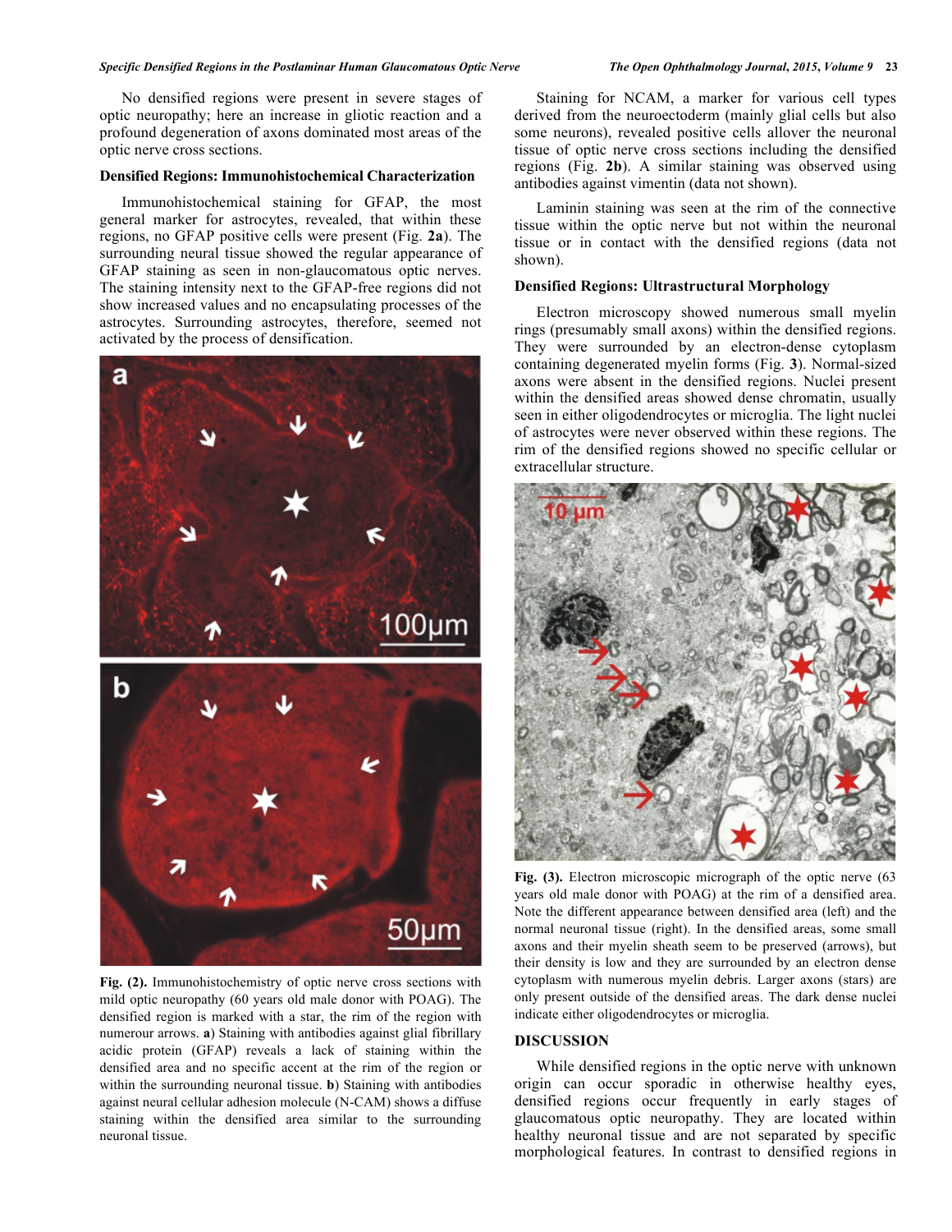No densified regions were present in severe stages of optic neuropathy; here an increase in gliotic reaction and a profound degeneration of axons dominated most areas of the optic nerve cross sections.

### Densified Regions: Immunohistochemical Characterization

Immunohistochemical staining for GFAP, the most general marker for astrocytes, revealed, that within these regions, no GFAP positive cells were present (Fig. **2a**). The surrounding neural tissue showed the regular appearance of GFAP staining as seen in non-glaucomatous optic nerves. The staining intensity next to the GFAP-free regions did not show increased values and no encapsulating processes of the astrocytes. Surrounding astrocytes, therefore, seemed not activated by the process of densification.

**Fig. (2).** Immunohistochemistry of optic nerve cross sections with mild optic neuropathy (60 years old male donor with POAG). The densified region is marked with a star, the rim of the region with numerour arrows. **a**) Staining with antibodies against glial fibrillary acidic protein (GFAP) reveals a lack of staining within the densified area and no specific accent at the rim of the region or within the surrounding neuronal tissue. **b**) Staining with antibodies against neural cellular adhesion molecule (N-CAM) shows a diffuse staining within the densified area similar to the surrounding neuronal tissue.

Staining for NCAM, a marker for various cell types derived from the neuroectoderm (mainly glial cells but also some neurons), revealed positive cells allover the neuronal tissue of optic nerve cross sections including the densified regions (Fig. **2b**). A similar staining was observed using antibodies against vimentin (data not shown).

Laminin staining was seen at the rim of the connective tissue within the optic nerve but not within the neuronal tissue or in contact with the densified regions (data not shown).

### Densified Regions: Ultrastructural Morphology

Electron microscopy showed numerous small myelin rings (presumably small axons) within the densified regions. They were surrounded by an electron-dense cytoplasm containing degenerated myelin forms (Fig. **3**). Normal-sized axons were absent in the densified regions. Nuclei present within the densified areas showed dense chromatin, usually seen in either oligodendrocytes or microglia. The light nuclei of astrocytes were never observed within these regions. The rim of the densified regions showed no specific cellular or extracellular structure.

**Fig. (3).** Electron microscopic micrograph of the optic nerve (63 years old male donor with POAG) at the rim of a densified area. Note the different appearance between densified area (left) and the normal neuronal tissue (right). In the densified areas, some small axons and their myelin sheath seem to be preserved (arrows), but their density is low and they are surrounded by an electron dense cytoplasm with numerous myelin debris. Larger axons (stars) are only present outside of the densified areas. The dark dense nuclei indicate either oligodendrocytes or microglia.

## DISCUSSION

While densified regions in the optic nerve with unknown origin can occur sporadic in otherwise healthy eyes, densified regions occur frequently in early stages of glaucomatous optic neuropathy. They are located within healthy neuronal tissue and are not separated by specific morphological features. In contrast to densified regions in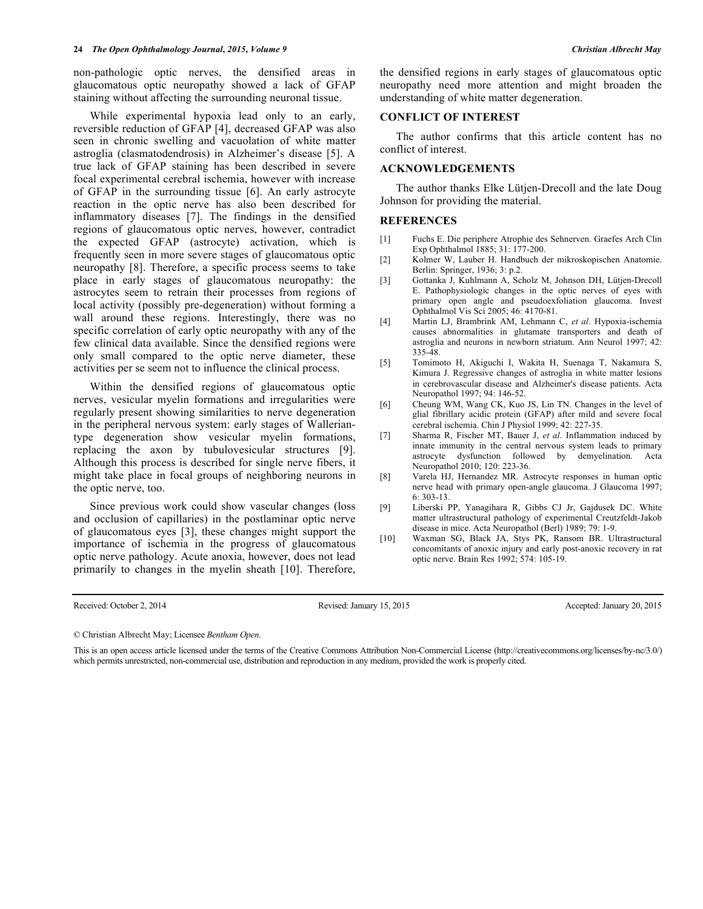non-pathologic optic nerves, the densified areas in glaucomatous optic neuropathy showed a lack of GFAP staining without affecting the surrounding neuronal tissue.

While experimental hypoxia lead only to an early, reversible reduction of GFAP [4], decreased GFAP was also seen in chronic swelling and vacuolation of white matter astroglia (clasmatodendrosis) in Alzheimer's disease [5]. A true lack of GFAP staining has been described in severe focal experimental cerebral ischemia, however with increase of GFAP in the surrounding tissue [6]. An early astrocyte reaction in the optic nerve has also been described for inflammatory diseases [7]. The findings in the densified regions of glaucomatous optic nerves, however, contradict the expected GFAP (astrocyte) activation, which is frequently seen in more severe stages of glaucomatous optic neuropathy [8]. Therefore, a specific process seems to take place in early stages of glaucomatous neuropathy: the astrocytes seem to retrain their processes from regions of local activity (possibly pre-degeneration) without forming a wall around these regions. Interestingly, there was no specific correlation of early optic neuropathy with any of the few clinical data available. Since the densified regions were only small compared to the optic nerve diameter, these activities per se seem not to influence the clinical process.

Within the densified regions of glaucomatous optic nerves, vesicular myelin formations and irregularities were regularly present showing similarities to nerve degeneration in the peripheral nervous system: early stages of Wallerian-type degeneration show vesicular myelin formations, replacing the axon by tubulovesicular structures [9]. Although this process is described for single nerve fibers, it might take place in focal groups of neighboring neurons in the optic nerve, too.

Since previous work could show vascular changes (loss and occlusion of capillaries) in the postlaminar optic nerve of glaucomatous eyes [3], these changes might support the importance of ischemia in the progress of glaucomatous optic nerve pathology. Acute anoxia, however, does not lead primarily to changes in the myelin sheath [10]. Therefore, the densified regions in early stages of glaucomatous optic neuropathy need more attention and might broaden the understanding of white matter degeneration.

## CONFLICT OF INTEREST

The author confirms that this article content has no conflict of interest.

## ACKNOWLEDGEMENTS

The author thanks Elke Lütjen-Drecoll and the late Doug Johnson for providing the material.

## REFERENCES

[1] Fuchs E. Die periphere Atrophie des Sehnerven. Graefes Arch Clin Exp Ophthalmol 1885; 31: 177-200.

[2] Kolmer W, Lauber H. Handbuch der mikroskopischen Anatomie. Berlin: Springer, 1936; 3: p.2.

[3] Gottanka J, Kuhlmann A, Scholz M, Johnson DH, Lütjen-Drecoll E. Pathophysiologic changes in the optic nerves of eyes with primary open angle and pseudoexfoliation glaucoma. Invest Ophthalmol Vis Sci 2005; 46: 4170-81.

[4] Martin LJ, Brambrink AM, Lehmann C, *et al*. Hypoxia-ischemia causes abnormalities in glutamate transporters and death of astroglia and neurons in newborn striatum. Ann Neurol 1997; 42: 335-48.

[5] Tomimoto H, Akiguchi I, Wakita H, Suenaga T, Nakamura S, Kimura J. Regressive changes of astroglia in white matter lesions in cerebrovascular disease and Alzheimer's disease patients. Acta Neuropathol 1997; 94: 146-52.

[6] Cheung WM, Wang CK, Kuo JS, Lin TN. Changes in the level of glial fibrillary acidic protein (GFAP) after mild and severe focal cerebral ischemia. Chin J Physiol 1999; 42: 227-35.

[7] Sharma R, Fischer MT, Bauer J, *et al*. Inflammation induced by innate immunity in the central nervous system leads to primary astrocyte dysfunction followed by demyelination. Acta Neuropathol 2010; 120: 223-36.

[8] Varela HJ, Hernandez MR. Astrocyte responses in human optic nerve head with primary open-angle glaucoma. J Glaucoma 1997; 6: 303-13.

[9] Liberski PP, Yanagihara R, Gibbs CJ Jr, Gajdusek DC. White matter ultrastructural pathology of experimental Creutzfeldt-Jakob disease in mice. Acta Neuropathol (Berl) 1989; 79: 1-9.

[10] Waxman SG, Black JA, Stys PK, Ransom BR. Ultrastructural concomitants of anoxic injury and early post-anoxic recovery in rat optic nerve. Brain Res 1992; 574: 105-19.

Received: October 2, 2014 Revised: January 15, 2015 Accepted: January 20, 2015

© Christian Albrecht May; Licensee *Bentham Open*.

This is an open access article licensed under the terms of the Creative Commons Attribution Non-Commercial License (http://creativecommons.org/licenses/by-nc/3.0/) which permits unrestricted, non-commercial use, distribution and reproduction in any medium, provided the work is properly cited.